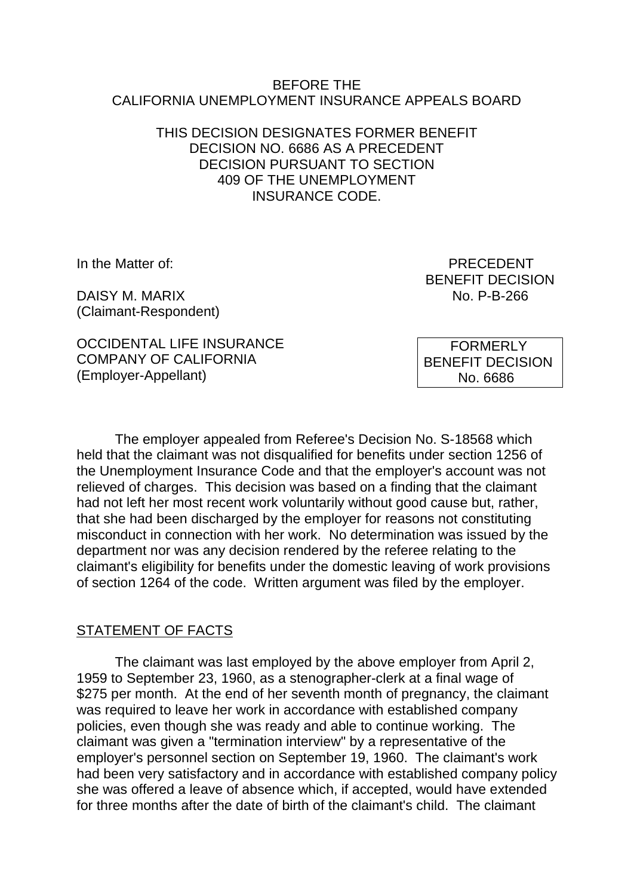BEFORE THE
CALIFORNIA UNEMPLOYMENT INSURANCE APPEALS BOARD

THIS DECISION DESIGNATES FORMER BENEFIT DECISION NO. 6686 AS A PRECEDENT DECISION PURSUANT TO SECTION 409 OF THE UNEMPLOYMENT INSURANCE CODE.

In the Matter of:

DAISY M. MARIX
(Claimant-Respondent)

OCCIDENTAL LIFE INSURANCE COMPANY OF CALIFORNIA
(Employer-Appellant)

PRECEDENT
BENEFIT DECISION
No. P-B-266

FORMERLY
BENEFIT DECISION
No. 6686

The employer appealed from Referee's Decision No. S-18568 which held that the claimant was not disqualified for benefits under section 1256 of the Unemployment Insurance Code and that the employer's account was not relieved of charges. This decision was based on a finding that the claimant had not left her most recent work voluntarily without good cause but, rather, that she had been discharged by the employer for reasons not constituting misconduct in connection with her work. No determination was issued by the department nor was any decision rendered by the referee relating to the claimant's eligibility for benefits under the domestic leaving of work provisions of section 1264 of the code. Written argument was filed by the employer.

## STATEMENT OF FACTS

The claimant was last employed by the above employer from April 2, 1959 to September 23, 1960, as a stenographer-clerk at a final wage of $275 per month. At the end of her seventh month of pregnancy, the claimant was required to leave her work in accordance with established company policies, even though she was ready and able to continue working. The claimant was given a "termination interview" by a representative of the employer's personnel section on September 19, 1960. The claimant's work had been very satisfactory and in accordance with established company policy she was offered a leave of absence which, if accepted, would have extended for three months after the date of birth of the claimant's child. The claimant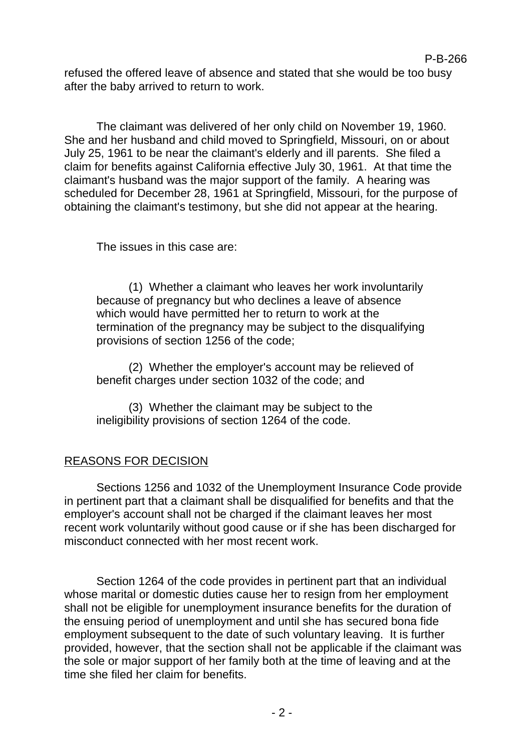refused the offered leave of absence and stated that she would be too busy after the baby arrived to return to work.

The claimant was delivered of her only child on November 19, 1960. She and her husband and child moved to Springfield, Missouri, on or about July 25, 1961 to be near the claimant's elderly and ill parents. She filed a claim for benefits against California effective July 30, 1961. At that time the claimant's husband was the major support of the family. A hearing was scheduled for December 28, 1961 at Springfield, Missouri, for the purpose of obtaining the claimant's testimony, but she did not appear at the hearing.

The issues in this case are:

(1) Whether a claimant who leaves her work involuntarily because of pregnancy but who declines a leave of absence which would have permitted her to return to work at the termination of the pregnancy may be subject to the disqualifying provisions of section 1256 of the code;

(2) Whether the employer's account may be relieved of benefit charges under section 1032 of the code; and

(3) Whether the claimant may be subject to the ineligibility provisions of section 1264 of the code.

## REASONS FOR DECISION

Sections 1256 and 1032 of the Unemployment Insurance Code provide in pertinent part that a claimant shall be disqualified for benefits and that the employer's account shall not be charged if the claimant leaves her most recent work voluntarily without good cause or if she has been discharged for misconduct connected with her most recent work.

Section 1264 of the code provides in pertinent part that an individual whose marital or domestic duties cause her to resign from her employment shall not be eligible for unemployment insurance benefits for the duration of the ensuing period of unemployment and until she has secured bona fide employment subsequent to the date of such voluntary leaving. It is further provided, however, that the section shall not be applicable if the claimant was the sole or major support of her family both at the time of leaving and at the time she filed her claim for benefits.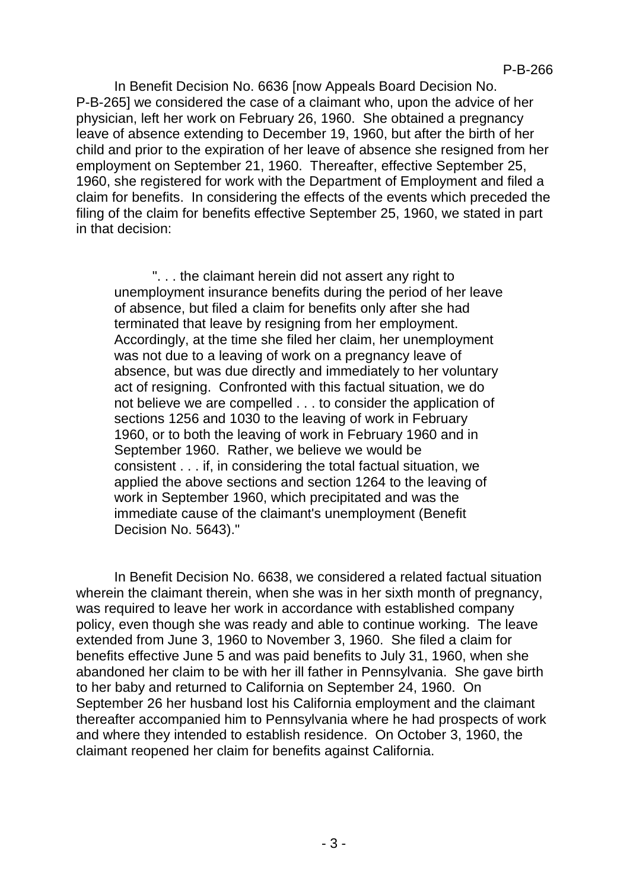In Benefit Decision No. 6636 [now Appeals Board Decision No. P-B-265] we considered the case of a claimant who, upon the advice of her physician, left her work on February 26, 1960. She obtained a pregnancy leave of absence extending to December 19, 1960, but after the birth of her child and prior to the expiration of her leave of absence she resigned from her employment on September 21, 1960. Thereafter, effective September 25, 1960, she registered for work with the Department of Employment and filed a claim for benefits. In considering the effects of the events which preceded the filing of the claim for benefits effective September 25, 1960, we stated in part in that decision:

> ". . . the claimant herein did not assert any right to unemployment insurance benefits during the period of her leave of absence, but filed a claim for benefits only after she had terminated that leave by resigning from her employment. Accordingly, at the time she filed her claim, her unemployment was not due to a leaving of work on a pregnancy leave of absence, but was due directly and immediately to her voluntary act of resigning. Confronted with this factual situation, we do not believe we are compelled . . . to consider the application of sections 1256 and 1030 to the leaving of work in February 1960, or to both the leaving of work in February 1960 and in September 1960. Rather, we believe we would be consistent . . . if, in considering the total factual situation, we applied the above sections and section 1264 to the leaving of work in September 1960, which precipitated and was the immediate cause of the claimant's unemployment (Benefit Decision No. 5643)."

In Benefit Decision No. 6638, we considered a related factual situation wherein the claimant therein, when she was in her sixth month of pregnancy, was required to leave her work in accordance with established company policy, even though she was ready and able to continue working. The leave extended from June 3, 1960 to November 3, 1960. She filed a claim for benefits effective June 5 and was paid benefits to July 31, 1960, when she abandoned her claim to be with her ill father in Pennsylvania. She gave birth to her baby and returned to California on September 24, 1960. On September 26 her husband lost his California employment and the claimant thereafter accompanied him to Pennsylvania where he had prospects of work and where they intended to establish residence. On October 3, 1960, the claimant reopened her claim for benefits against California.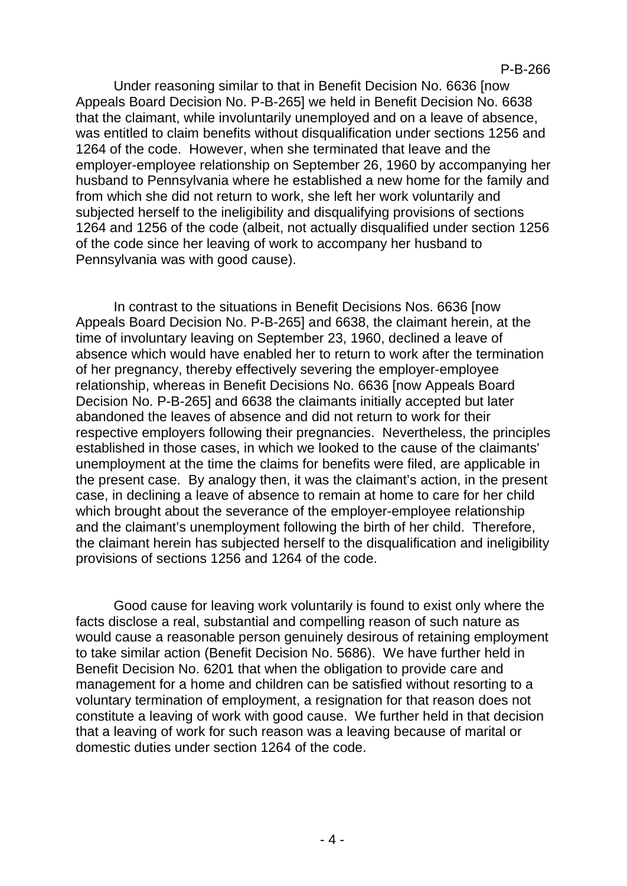Under reasoning similar to that in Benefit Decision No. 6636 [now Appeals Board Decision No. P-B-265] we held in Benefit Decision No. 6638 that the claimant, while involuntarily unemployed and on a leave of absence, was entitled to claim benefits without disqualification under sections 1256 and 1264 of the code. However, when she terminated that leave and the employer-employee relationship on September 26, 1960 by accompanying her husband to Pennsylvania where he established a new home for the family and from which she did not return to work, she left her work voluntarily and subjected herself to the ineligibility and disqualifying provisions of sections 1264 and 1256 of the code (albeit, not actually disqualified under section 1256 of the code since her leaving of work to accompany her husband to Pennsylvania was with good cause).

In contrast to the situations in Benefit Decisions Nos. 6636 [now Appeals Board Decision No. P-B-265] and 6638, the claimant herein, at the time of involuntary leaving on September 23, 1960, declined a leave of absence which would have enabled her to return to work after the termination of her pregnancy, thereby effectively severing the employer-employee relationship, whereas in Benefit Decisions No. 6636 [now Appeals Board Decision No. P-B-265] and 6638 the claimants initially accepted but later abandoned the leaves of absence and did not return to work for their respective employers following their pregnancies. Nevertheless, the principles established in those cases, in which we looked to the cause of the claimants' unemployment at the time the claims for benefits were filed, are applicable in the present case. By analogy then, it was the claimant's action, in the present case, in declining a leave of absence to remain at home to care for her child which brought about the severance of the employer-employee relationship and the claimant's unemployment following the birth of her child. Therefore, the claimant herein has subjected herself to the disqualification and ineligibility provisions of sections 1256 and 1264 of the code.

Good cause for leaving work voluntarily is found to exist only where the facts disclose a real, substantial and compelling reason of such nature as would cause a reasonable person genuinely desirous of retaining employment to take similar action (Benefit Decision No. 5686). We have further held in Benefit Decision No. 6201 that when the obligation to provide care and management for a home and children can be satisfied without resorting to a voluntary termination of employment, a resignation for that reason does not constitute a leaving of work with good cause. We further held in that decision that a leaving of work for such reason was a leaving because of marital or domestic duties under section 1264 of the code.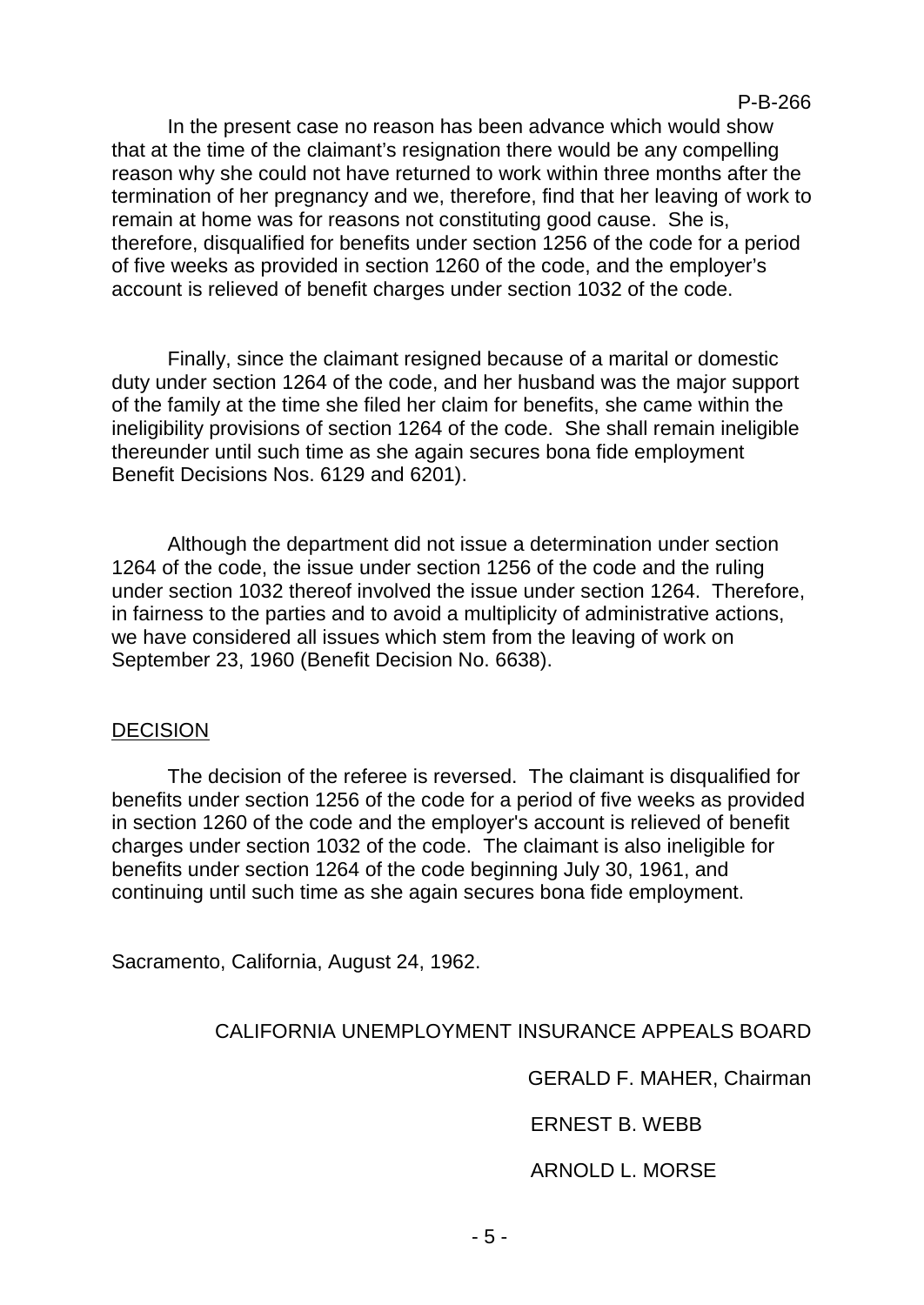In the present case no reason has been advance which would show that at the time of the claimant's resignation there would be any compelling reason why she could not have returned to work within three months after the termination of her pregnancy and we, therefore, find that her leaving of work to remain at home was for reasons not constituting good cause. She is, therefore, disqualified for benefits under section 1256 of the code for a period of five weeks as provided in section 1260 of the code, and the employer's account is relieved of benefit charges under section 1032 of the code.

Finally, since the claimant resigned because of a marital or domestic duty under section 1264 of the code, and her husband was the major support of the family at the time she filed her claim for benefits, she came within the ineligibility provisions of section 1264 of the code. She shall remain ineligible thereunder until such time as she again secures bona fide employment Benefit Decisions Nos. 6129 and 6201).

Although the department did not issue a determination under section 1264 of the code, the issue under section 1256 of the code and the ruling under section 1032 thereof involved the issue under section 1264. Therefore, in fairness to the parties and to avoid a multiplicity of administrative actions, we have considered all issues which stem from the leaving of work on September 23, 1960 (Benefit Decision No. 6638).

## DECISION

The decision of the referee is reversed. The claimant is disqualified for benefits under section 1256 of the code for a period of five weeks as provided in section 1260 of the code and the employer's account is relieved of benefit charges under section 1032 of the code. The claimant is also ineligible for benefits under section 1264 of the code beginning July 30, 1961, and continuing until such time as she again secures bona fide employment.

Sacramento, California, August 24, 1962.

CALIFORNIA UNEMPLOYMENT INSURANCE APPEALS BOARD

GERALD F. MAHER, Chairman

ERNEST B. WEBB

ARNOLD L. MORSE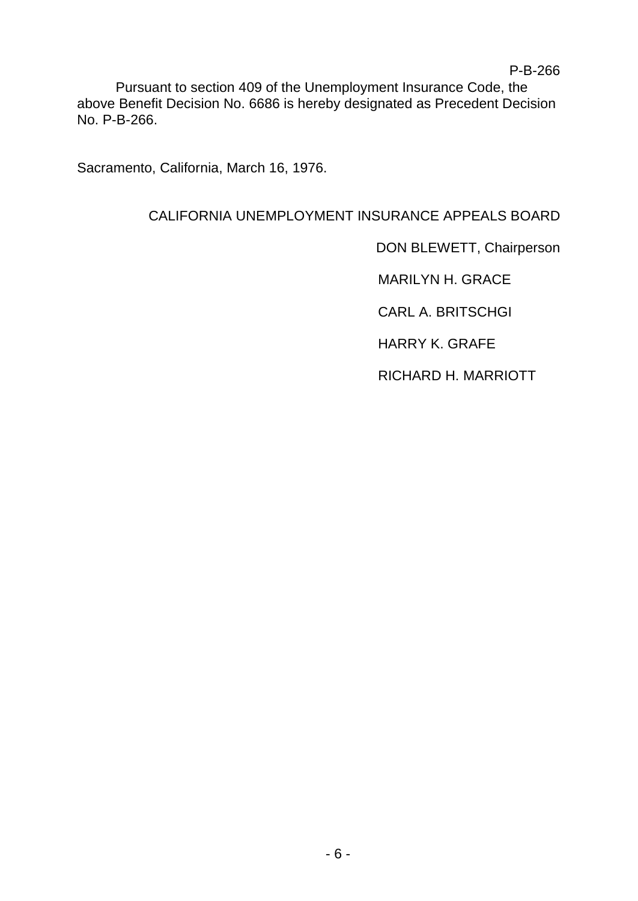Pursuant to section 409 of the Unemployment Insurance Code, the above Benefit Decision No. 6686 is hereby designated as Precedent Decision No. P-B-266.

Sacramento, California, March 16, 1976.

CALIFORNIA UNEMPLOYMENT INSURANCE APPEALS BOARD

DON BLEWETT, Chairperson

MARILYN H. GRACE

CARL A. BRITSCHGI

HARRY K. GRAFE

RICHARD H. MARRIOTT